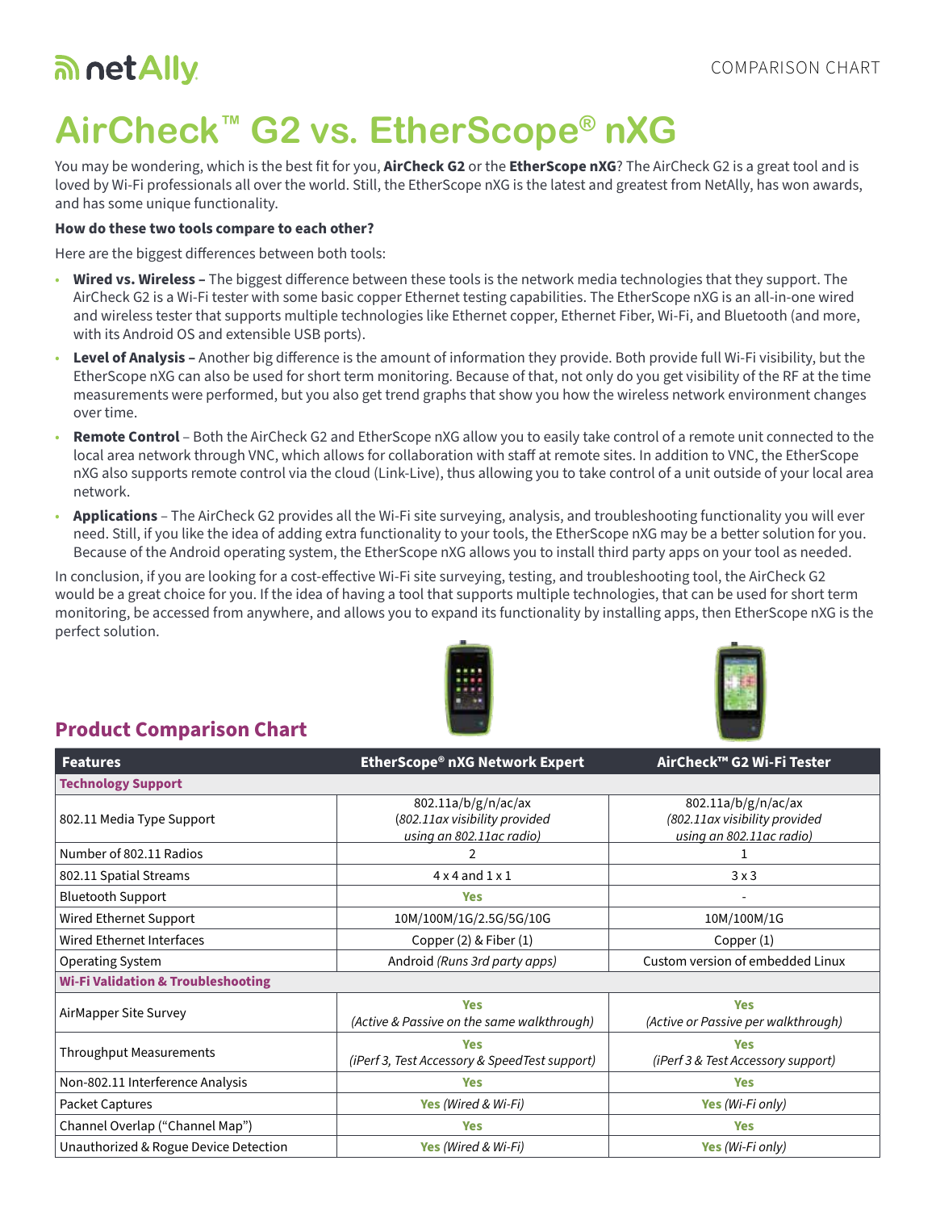# AirCheck™ G2 vs. EtherScope® nXG

You may be wondering, which is the best fit for you, **AirCheck G2** or the **EtherScope nXG**? The AirCheck G2 is a great tool and is loved by Wi-Fi professionals all over the world. Still, the EtherScope nXG is the latest and greatest from NetAlly, has won awards, and has some unique functionality.

**How do these two tools compare to each other?**

Here are the biggest differences between both tools:

- **Wired vs. Wireless –** The biggest difference between these tools is the network media technologies that they support. The AirCheck G2 is a Wi-Fi tester with some basic copper Ethernet testing capabilities. The EtherScope nXG is an all-in-one wired and wireless tester that supports multiple technologies like Ethernet copper, Ethernet Fiber, Wi-Fi, and Bluetooth (and more, with its Android OS and extensible USB ports).
- **Level of Analysis –** Another big difference is the amount of information they provide. Both provide full Wi-Fi visibility, but the EtherScope nXG can also be used for short term monitoring. Because of that, not only do you get visibility of the RF at the time measurements were performed, but you also get trend graphs that show you how the wireless network environment changes over time.
- **Remote Control** – Both the AirCheck G2 and EtherScope nXG allow you to easily take control of a remote unit connected to the local area network through VNC, which allows for collaboration with staff at remote sites. In addition to VNC, the EtherScope nXG also supports remote control via the cloud (Link-Live), thus allowing you to take control of a unit outside of your local area network.
- **Applications** – The AirCheck G2 provides all the Wi-Fi site surveying, analysis, and troubleshooting functionality you will ever need. Still, if you like the idea of adding extra functionality to your tools, the EtherScope nXG may be a better solution for you. Because of the Android operating system, the EtherScope nXG allows you to install third party apps on your tool as needed.

In conclusion, if you are looking for a cost-effective Wi-Fi site surveying, testing, and troubleshooting tool, the AirCheck G2 would be a great choice for you. If the idea of having a tool that supports multiple technologies, that can be used for short term monitoring, be accessed from anywhere, and allows you to expand its functionality by installing apps, then EtherScope nXG is the perfect solution.

## Product Comparison Chart

| Features | EtherScope® nXG Network Expert | AirCheck™ G2 Wi-Fi Tester |
|---|---|---|
| **Technology Support** | | |
| 802.11 Media Type Support | 802.11a/b/g/n/ac/ax *(802.11ax visibility provided using an 802.11ac radio)* | 802.11a/b/g/n/ac/ax *(802.11ax visibility provided using an 802.11ac radio)* |
| Number of 802.11 Radios | 2 | 1 |
| 802.11 Spatial Streams | 4 x 4 and 1 x 1 | 3 x 3 |
| Bluetooth Support | Yes | - |
| Wired Ethernet Support | 10M/100M/1G/2.5G/5G/10G | 10M/100M/1G |
| Wired Ethernet Interfaces | Copper (2) & Fiber (1) | Copper (1) |
| Operating System | Android *(Runs 3rd party apps)* | Custom version of embedded Linux |
| **Wi-Fi Validation & Troubleshooting** | | |
| AirMapper Site Survey | Yes *(Active & Passive on the same walkthrough)* | Yes *(Active or Passive per walkthrough)* |
| Throughput Measurements | Yes *(iPerf 3, Test Accessory & SpeedTest support)* | Yes *(iPerf 3 & Test Accessory support)* |
| Non-802.11 Interference Analysis | Yes | Yes |
| Packet Captures | Yes *(Wired & Wi-Fi)* | Yes *(Wi-Fi only)* |
| Channel Overlap ("Channel Map") | Yes | Yes |
| Unauthorized & Rogue Device Detection | Yes *(Wired & Wi-Fi)* | Yes *(Wi-Fi only)* |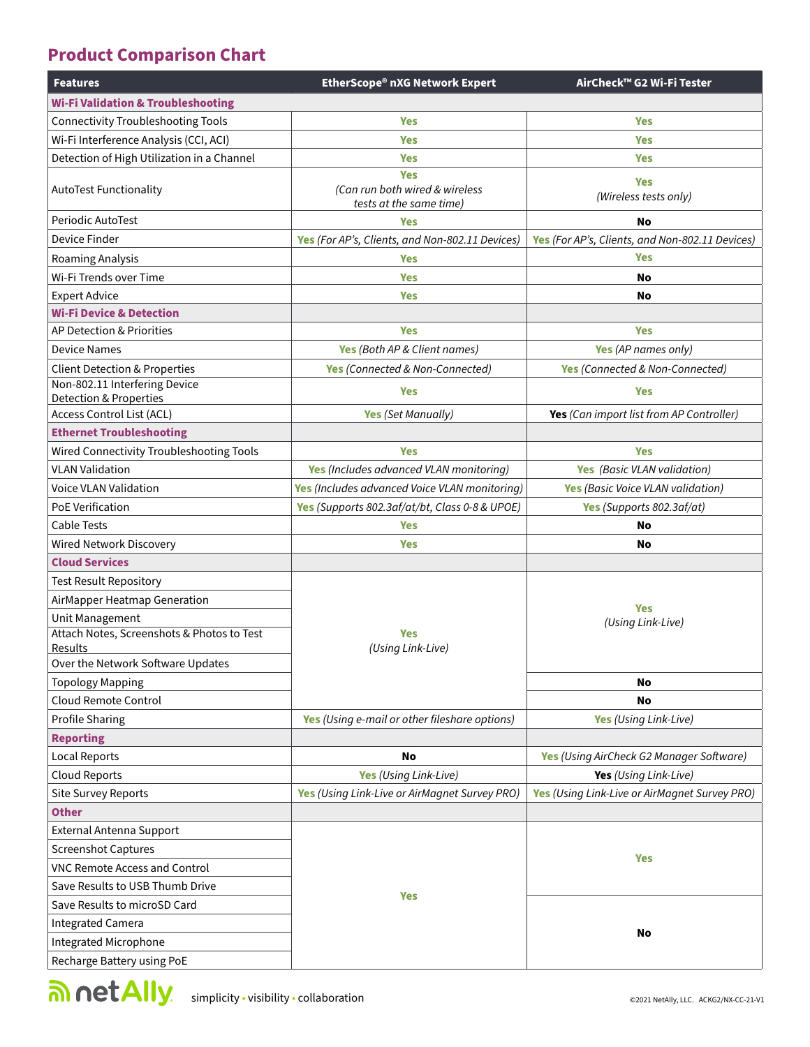## Product Comparison Chart

| Features | EtherScope® nXG Network Expert | AirCheck™ G2 Wi-Fi Tester |
|---|---|---|
| **Wi-Fi Validation & Troubleshooting** | | |
| Connectivity Troubleshooting Tools | Yes | Yes |
| Wi-Fi Interference Analysis (CCI, ACI) | Yes | Yes |
| Detection of High Utilization in a Channel | Yes | Yes |
| AutoTest Functionality | Yes *(Can run both wired & wireless tests at the same time)* | Yes *(Wireless tests only)* |
| Periodic AutoTest | Yes | No |
| Device Finder | Yes *(For AP's, Clients, and Non-802.11 Devices)* | Yes *(For AP's, Clients, and Non-802.11 Devices)* |
| Roaming Analysis | Yes | Yes |
| Wi-Fi Trends over Time | Yes | No |
| Expert Advice | Yes | No |
| **Wi-Fi Device & Detection** | | |
| AP Detection & Priorities | Yes | Yes |
| Device Names | Yes *(Both AP & Client names)* | Yes *(AP names only)* |
| Client Detection & Properties | Yes *(Connected & Non-Connected)* | Yes *(Connected & Non-Connected)* |
| Non-802.11 Interfering Device Detection & Properties | Yes | Yes |
| Access Control List (ACL) | Yes *(Set Manually)* | Yes *(Can import list from AP Controller)* |
| **Ethernet Troubleshooting** | | |
| Wired Connectivity Troubleshooting Tools | Yes | Yes |
| VLAN Validation | Yes *(Includes advanced VLAN monitoring)* | Yes *(Basic VLAN validation)* |
| Voice VLAN Validation | Yes *(Includes advanced Voice VLAN monitoring)* | Yes *(Basic Voice VLAN validation)* |
| PoE Verification | Yes *(Supports 802.3af/at/bt, Class 0-8 & UPOE)* | Yes *(Supports 802.3af/at)* |
| Cable Tests | Yes | No |
| Wired Network Discovery | Yes | No |
| **Cloud Services** | | |
| Test Result Repository | Yes *(Using Link-Live)* | Yes *(Using Link-Live)* |
| AirMapper Heatmap Generation | Yes *(Using Link-Live)* | Yes *(Using Link-Live)* |
| Unit Management | Yes *(Using Link-Live)* | Yes *(Using Link-Live)* |
| Attach Notes, Screenshots & Photos to Test Results | Yes *(Using Link-Live)* | Yes *(Using Link-Live)* |
| Over the Network Software Updates | Yes *(Using Link-Live)* | Yes *(Using Link-Live)* |
| Topology Mapping | Yes *(Using Link-Live)* | No |
| Cloud Remote Control | Yes *(Using Link-Live)* | No |
| Profile Sharing | Yes *(Using e-mail or other fileshare options)* | Yes *(Using Link-Live)* |
| **Reporting** | | |
| Local Reports | No | Yes *(Using AirCheck G2 Manager Software)* |
| Cloud Reports | Yes *(Using Link-Live)* | Yes *(Using Link-Live)* |
| Site Survey Reports | Yes *(Using Link-Live or AirMagnet Survey PRO)* | Yes *(Using Link-Live or AirMagnet Survey PRO)* |
| **Other** | | |
| External Antenna Support | Yes | Yes |
| Screenshot Captures | Yes | Yes |
| VNC Remote Access and Control | Yes | Yes |
| Save Results to USB Thumb Drive | Yes | Yes |
| Save Results to microSD Card | Yes | No |
| Integrated Camera | Yes | No |
| Integrated Microphone | Yes | No |
| Recharge Battery using PoE | Yes | No |

netAlly simplicity • visibility • collaboration

©2021 NetAlly, LLC. ACKG2/NX-CC-21-V1